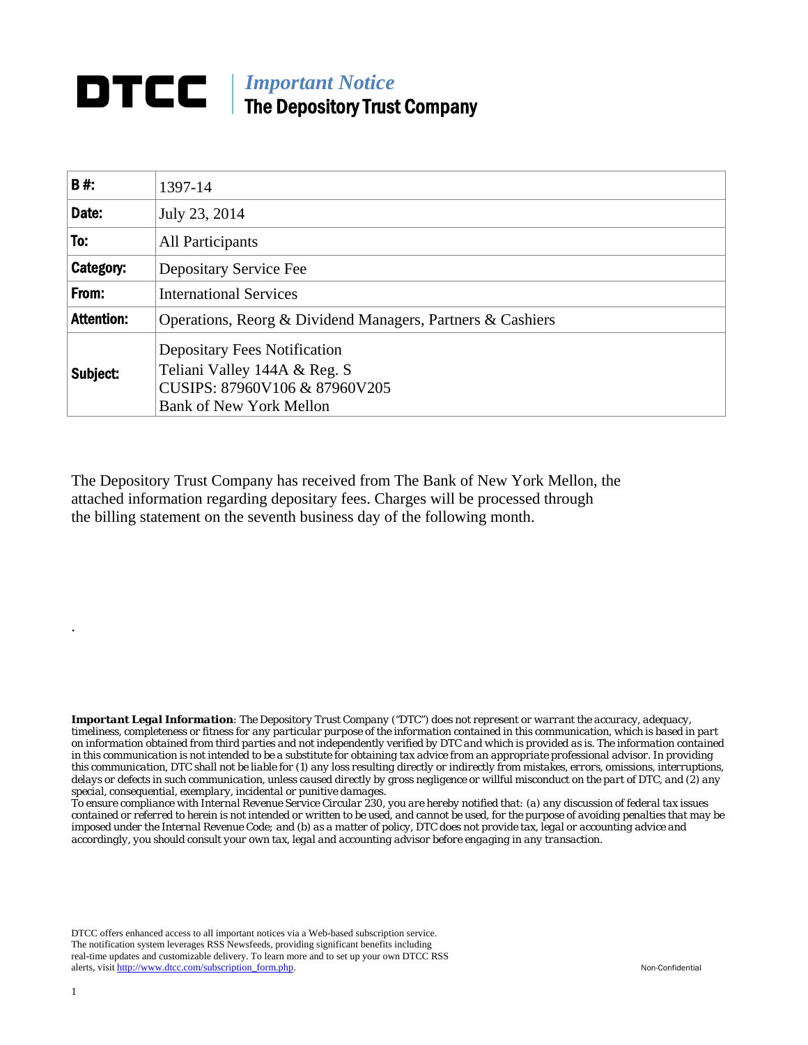# DTCC

## *Important Notice*
## The Depository Trust Company

| | |
|---|---|
| **B #:** | 1397-14 |
| **Date:** | July 23, 2014 |
| **To:** | All Participants |
| **Category:** | Depositary Service Fee |
| **From:** | International Services |
| **Attention:** | Operations, Reorg & Dividend Managers, Partners & Cashiers |
| **Subject:** | Depositary Fees Notification<br>Teliani Valley 144A & Reg. S<br>CUSIPS: 87960V106 & 87960V205<br>Bank of New York Mellon |

The Depository Trust Company has received from The Bank of New York Mellon, the attached information regarding depositary fees. Charges will be processed through the billing statement on the seventh business day of the following month.

.

***Important Legal Information***: *The Depository Trust Company ("DTC") does not represent or warrant the accuracy, adequacy, timeliness, completeness or fitness for any particular purpose of the information contained in this communication, which is based in part on information obtained from third parties and not independently verified by DTC and which is provided as is. The information contained in this communication is not intended to be a substitute for obtaining tax advice from an appropriate professional advisor. In providing this communication, DTC shall not be liable for (1) any loss resulting directly or indirectly from mistakes, errors, omissions, interruptions, delays or defects in such communication, unless caused directly by gross negligence or willful misconduct on the part of DTC, and (2) any special, consequential, exemplary, incidental or punitive damages.*
*To ensure compliance with Internal Revenue Service Circular 230, you are hereby notified that: (a) any discussion of federal tax issues contained or referred to herein is not intended or written to be used, and cannot be used, for the purpose of avoiding penalties that may be imposed under the Internal Revenue Code; and (b) as a matter of policy, DTC does not provide tax, legal or accounting advice and accordingly, you should consult your own tax, legal and accounting advisor before engaging in any transaction.*

DTCC offers enhanced access to all important notices via a Web-based subscription service. The notification system leverages RSS Newsfeeds, providing significant benefits including real-time updates and customizable delivery. To learn more and to set up your own DTCC RSS alerts, visit http://www.dtcc.com/subscription_form.php.

Non-Confidential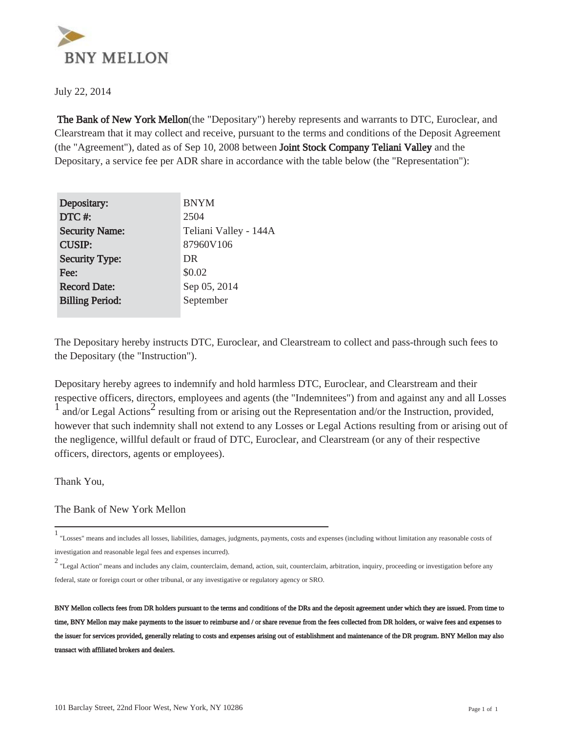**BNY MELLON**

July 22, 2014

**The Bank of New York Mellon**(the "Depositary") hereby represents and warrants to DTC, Euroclear, and Clearstream that it may collect and receive, pursuant to the terms and conditions of the Deposit Agreement (the "Agreement"), dated as of Sep 10, 2008 between **Joint Stock Company Teliani Valley** and the Depositary, a service fee per ADR share in accordance with the table below (the "Representation"):

| | |
|---|---|
| **Depositary:** | BNYM |
| **DTC #:** | 2504 |
| **Security Name:** | Teliani Valley - 144A |
| **CUSIP:** | 87960V106 |
| **Security Type:** | DR |
| **Fee:** | $0.02 |
| **Record Date:** | Sep 05, 2014 |
| **Billing Period:** | September |

The Depositary hereby instructs DTC, Euroclear, and Clearstream to collect and pass-through such fees to the Depositary (the "Instruction").

Depositary hereby agrees to indemnify and hold harmless DTC, Euroclear, and Clearstream and their respective officers, directors, employees and agents (the "Indemnitees") from and against any and all Losses [1] and/or Legal Actions[2] resulting from or arising out the Representation and/or the Instruction, provided, however that such indemnity shall not extend to any Losses or Legal Actions resulting from or arising out of the negligence, willful default or fraud of DTC, Euroclear, and Clearstream (or any of their respective officers, directors, agents or employees).

Thank You,

The Bank of New York Mellon

---

[1] "Losses" means and includes all losses, liabilities, damages, judgments, payments, costs and expenses (including without limitation any reasonable costs of investigation and reasonable legal fees and expenses incurred).

[2] "Legal Action" means and includes any claim, counterclaim, demand, action, suit, counterclaim, arbitration, inquiry, proceeding or investigation before any federal, state or foreign court or other tribunal, or any investigative or regulatory agency or SRO.

**BNY Mellon collects fees from DR holders pursuant to the terms and conditions of the DRs and the deposit agreement under which they are issued. From time to time, BNY Mellon may make payments to the issuer to reimburse and / or share revenue from the fees collected from DR holders, or waive fees and expenses to the issuer for services provided, generally relating to costs and expenses arising out of establishment and maintenance of the DR program. BNY Mellon may also transact with affiliated brokers and dealers.**

101 Barclay Street, 22nd Floor West, New York, NY 10286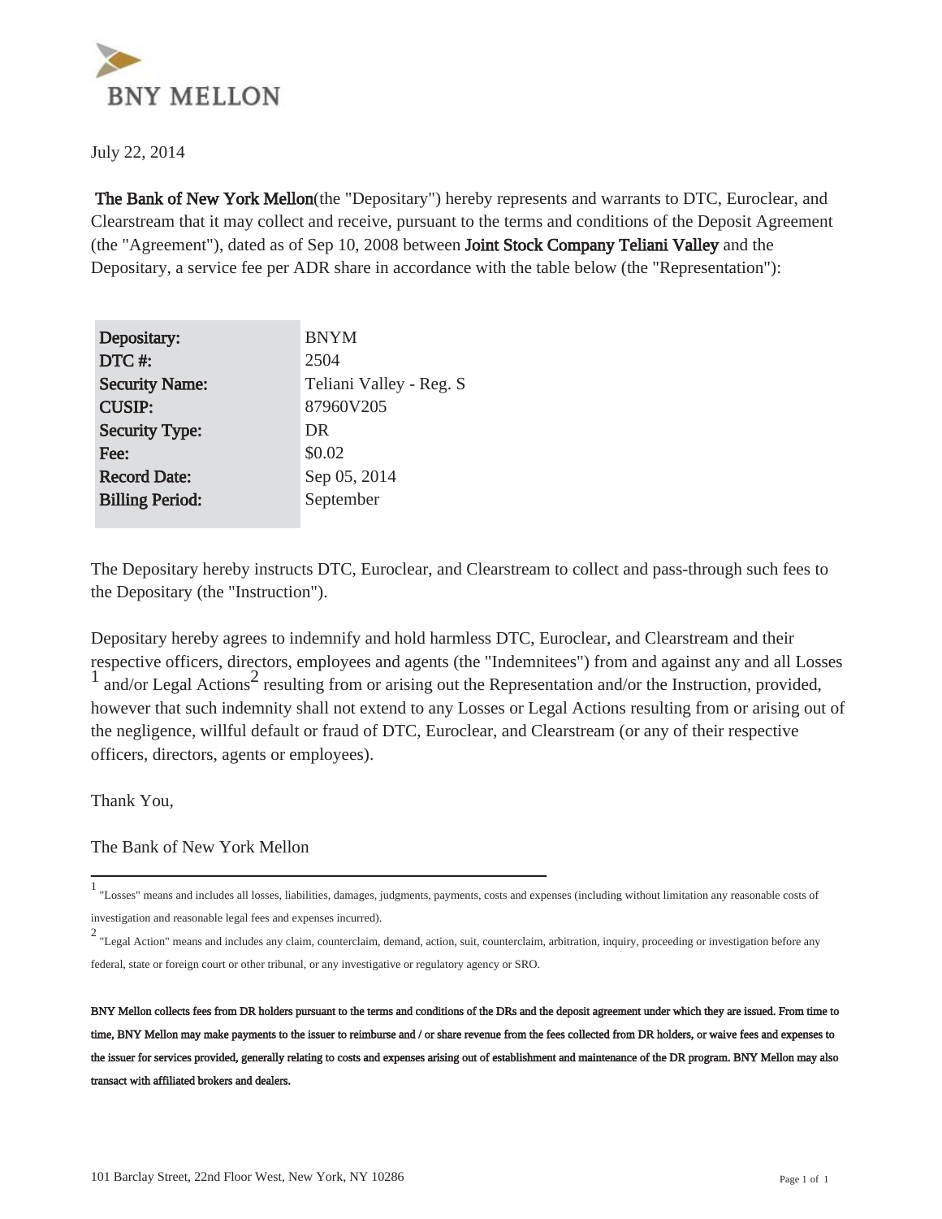BNY MELLON

July 22, 2014

**The Bank of New York Mellon** (the "Depositary") hereby represents and warrants to DTC, Euroclear, and Clearstream that it may collect and receive, pursuant to the terms and conditions of the Deposit Agreement (the "Agreement"), dated as of Sep 10, 2008 between **Joint Stock Company Teliani Valley** and the Depositary, a service fee per ADR share in accordance with the table below (the "Representation"):

| | |
|---|---|
| **Depositary:** | BNYM |
| **DTC #:** | 2504 |
| **Security Name:** | Teliani Valley - Reg. S |
| **CUSIP:** | 87960V205 |
| **Security Type:** | DR |
| **Fee:** | $0.02 |
| **Record Date:** | Sep 05, 2014 |
| **Billing Period:** | September |

The Depositary hereby instructs DTC, Euroclear, and Clearstream to collect and pass-through such fees to the Depositary (the "Instruction").

Depositary hereby agrees to indemnify and hold harmless DTC, Euroclear, and Clearstream and their respective officers, directors, employees and agents (the "Indemnitees") from and against any and all Losses [1] and/or Legal Actions[2] resulting from or arising out the Representation and/or the Instruction, provided, however that such indemnity shall not extend to any Losses or Legal Actions resulting from or arising out of the negligence, willful default or fraud of DTC, Euroclear, and Clearstream (or any of their respective officers, directors, agents or employees).

Thank You,

The Bank of New York Mellon

---

[1] "Losses" means and includes all losses, liabilities, damages, judgments, payments, costs and expenses (including without limitation any reasonable costs of investigation and reasonable legal fees and expenses incurred).

[2] "Legal Action" means and includes any claim, counterclaim, demand, action, suit, counterclaim, arbitration, inquiry, proceeding or investigation before any federal, state or foreign court or other tribunal, or any investigative or regulatory agency or SRO.

**BNY Mellon collects fees from DR holders pursuant to the terms and conditions of the DRs and the deposit agreement under which they are issued. From time to time, BNY Mellon may make payments to the issuer to reimburse and / or share revenue from the fees collected from DR holders, or waive fees and expenses to the issuer for services provided, generally relating to costs and expenses arising out of establishment and maintenance of the DR program. BNY Mellon may also transact with affiliated brokers and dealers.**

101 Barclay Street, 22nd Floor West, New York, NY 10286